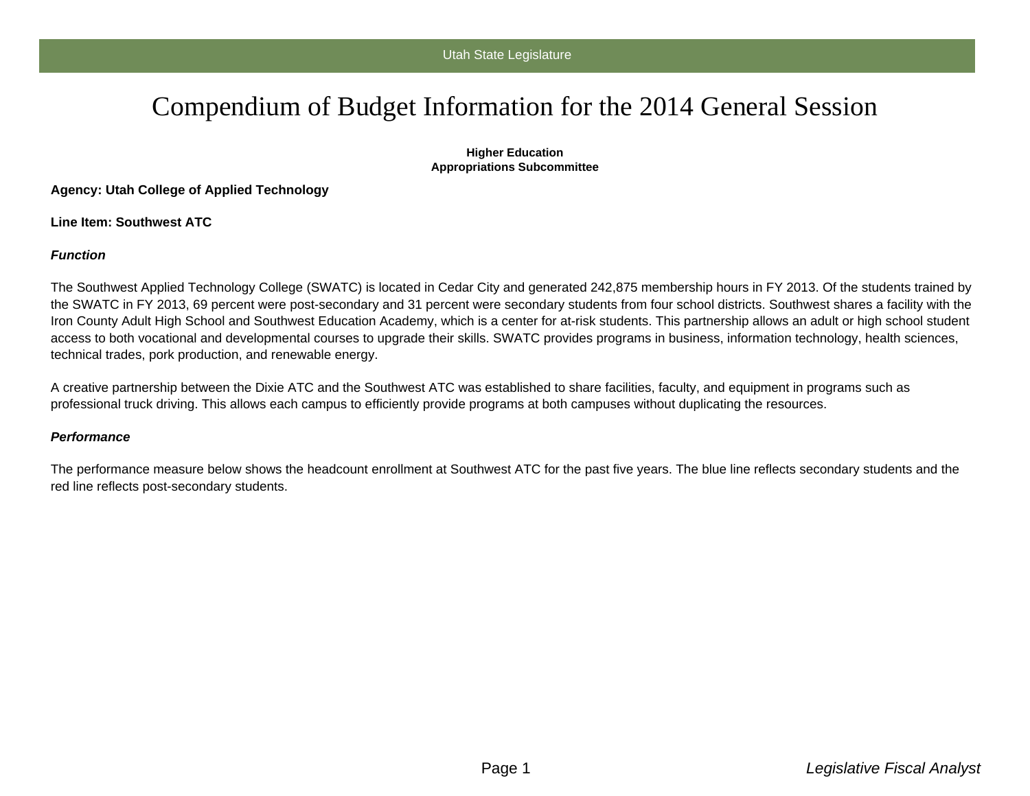# Compendium of Budget Information for the 2014 General Session

**Higher Education**
**Appropriations Subcommittee**

**Agency: Utah College of Applied Technology**

**Line Item: Southwest ATC**

***Function***

The Southwest Applied Technology College (SWATC) is located in Cedar City and generated 242,875 membership hours in FY 2013. Of the students trained by the SWATC in FY 2013, 69 percent were post-secondary and 31 percent were secondary students from four school districts. Southwest shares a facility with the Iron County Adult High School and Southwest Education Academy, which is a center for at-risk students. This partnership allows an adult or high school student access to both vocational and developmental courses to upgrade their skills. SWATC provides programs in business, information technology, health sciences, technical trades, pork production, and renewable energy.

A creative partnership between the Dixie ATC and the Southwest ATC was established to share facilities, faculty, and equipment in programs such as professional truck driving. This allows each campus to efficiently provide programs at both campuses without duplicating the resources.

***Performance***

The performance measure below shows the headcount enrollment at Southwest ATC for the past five years. The blue line reflects secondary students and the red line reflects post-secondary students.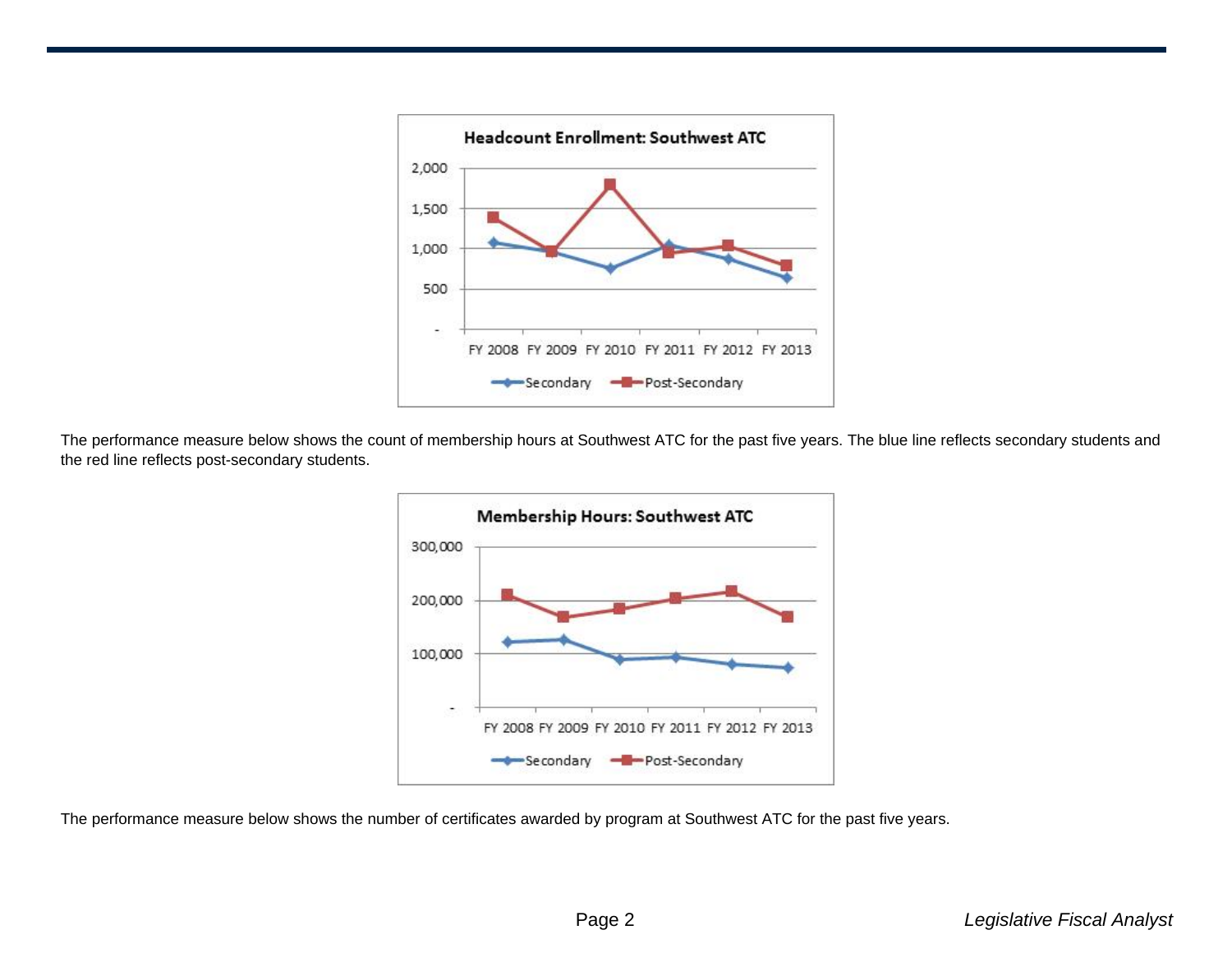**Headcount Enrollment: Southwest ATC**

The performance measure below shows the count of membership hours at Southwest ATC for the past five years. The blue line reflects secondary students and the red line reflects post-secondary students.

**Membership Hours: Southwest ATC**

The performance measure below shows the number of certificates awarded by program at Southwest ATC for the past five years.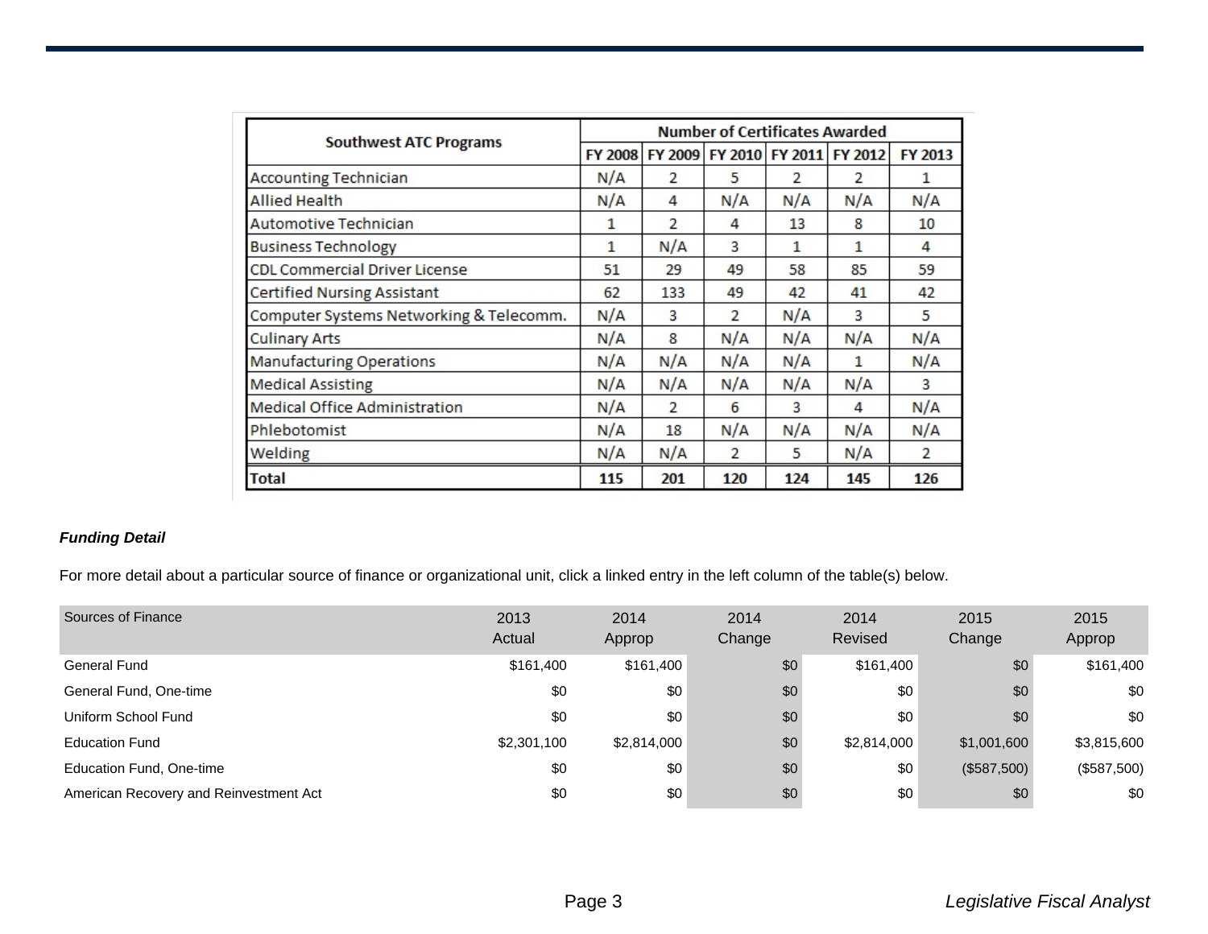| Southwest ATC Programs | Number of Certificates Awarded | | | | | |
|---|---|---|---|---|---|---|
| | FY 2008 | FY 2009 | FY 2010 | FY 2011 | FY 2012 | FY 2013 |
| Accounting Technician | N/A | 2 | 5 | 2 | 2 | 1 |
| Allied Health | N/A | 4 | N/A | N/A | N/A | N/A |
| Automotive Technician | 1 | 2 | 4 | 13 | 8 | 10 |
| Business Technology | 1 | N/A | 3 | 1 | 1 | 4 |
| CDL Commercial Driver License | 51 | 29 | 49 | 58 | 85 | 59 |
| Certified Nursing Assistant | 62 | 133 | 49 | 42 | 41 | 42 |
| Computer Systems Networking & Telecomm. | N/A | 3 | 2 | N/A | 3 | 5 |
| Culinary Arts | N/A | 8 | N/A | N/A | N/A | N/A |
| Manufacturing Operations | N/A | N/A | N/A | N/A | 1 | N/A |
| Medical Assisting | N/A | N/A | N/A | N/A | N/A | 3 |
| Medical Office Administration | N/A | 2 | 6 | 3 | 4 | N/A |
| Phlebotomist | N/A | 18 | N/A | N/A | N/A | N/A |
| Welding | N/A | N/A | 2 | 5 | N/A | 2 |
| **Total** | **115** | **201** | **120** | **124** | **145** | **126** |

***Funding Detail***

For more detail about a particular source of finance or organizational unit, click a linked entry in the left column of the table(s) below.

| Sources of Finance | 2013 Actual | 2014 Approp | 2014 Change | 2014 Revised | 2015 Change | 2015 Approp |
|---|---|---|---|---|---|---|
| General Fund | $161,400 | $161,400 | $0 | $161,400 | $0 | $161,400 |
| General Fund, One-time | $0 | $0 | $0 | $0 | $0 | $0 |
| Uniform School Fund | $0 | $0 | $0 | $0 | $0 | $0 |
| Education Fund | $2,301,100 | $2,814,000 | $0 | $2,814,000 | $1,001,600 | $3,815,600 |
| Education Fund, One-time | $0 | $0 | $0 | $0 | ($587,500) | ($587,500) |
| American Recovery and Reinvestment Act | $0 | $0 | $0 | $0 | $0 | $0 |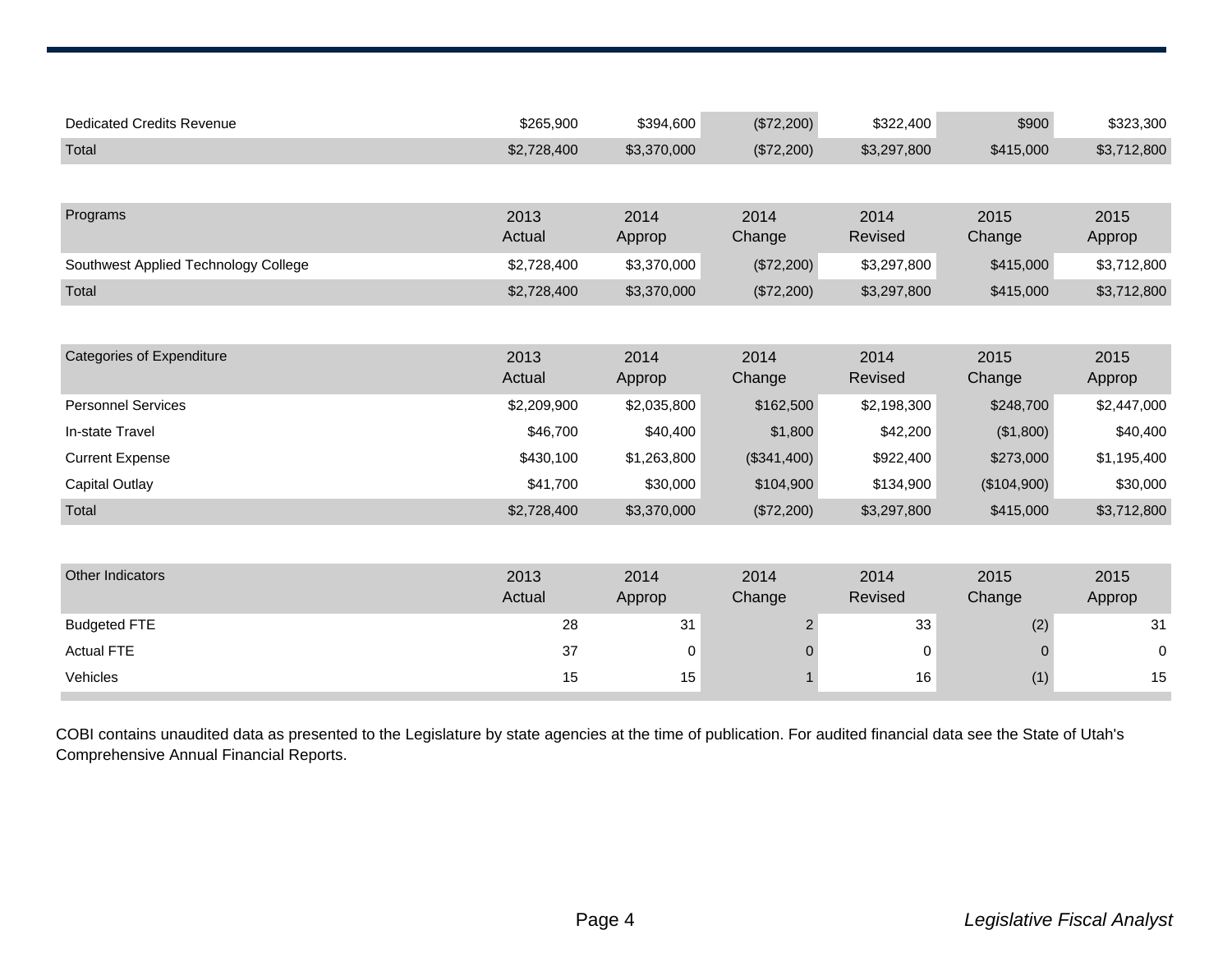| | | | | | | |
|---|---|---|---|---|---|---|
| Dedicated Credits Revenue | $265,900 | $394,600 | ($72,200) | $322,400 | $900 | $323,300 |
| Total | $2,728,400 | $3,370,000 | ($72,200) | $3,297,800 | $415,000 | $3,712,800 |

| Programs | 2013 Actual | 2014 Approp | 2014 Change | 2014 Revised | 2015 Change | 2015 Approp |
|---|---|---|---|---|---|---|
| Southwest Applied Technology College | $2,728,400 | $3,370,000 | ($72,200) | $3,297,800 | $415,000 | $3,712,800 |
| Total | $2,728,400 | $3,370,000 | ($72,200) | $3,297,800 | $415,000 | $3,712,800 |

| Categories of Expenditure | 2013 Actual | 2014 Approp | 2014 Change | 2014 Revised | 2015 Change | 2015 Approp |
|---|---|---|---|---|---|---|
| Personnel Services | $2,209,900 | $2,035,800 | $162,500 | $2,198,300 | $248,700 | $2,447,000 |
| In-state Travel | $46,700 | $40,400 | $1,800 | $42,200 | ($1,800) | $40,400 |
| Current Expense | $430,100 | $1,263,800 | ($341,400) | $922,400 | $273,000 | $1,195,400 |
| Capital Outlay | $41,700 | $30,000 | $104,900 | $134,900 | ($104,900) | $30,000 |
| Total | $2,728,400 | $3,370,000 | ($72,200) | $3,297,800 | $415,000 | $3,712,800 |

| Other Indicators | 2013 Actual | 2014 Approp | 2014 Change | 2014 Revised | 2015 Change | 2015 Approp |
|---|---|---|---|---|---|---|
| Budgeted FTE | 28 | 31 | 2 | 33 | (2) | 31 |
| Actual FTE | 37 | 0 | 0 | 0 | 0 | 0 |
| Vehicles | 15 | 15 | 1 | 16 | (1) | 15 |

COBI contains unaudited data as presented to the Legislature by state agencies at the time of publication. For audited financial data see the State of Utah's Comprehensive Annual Financial Reports.